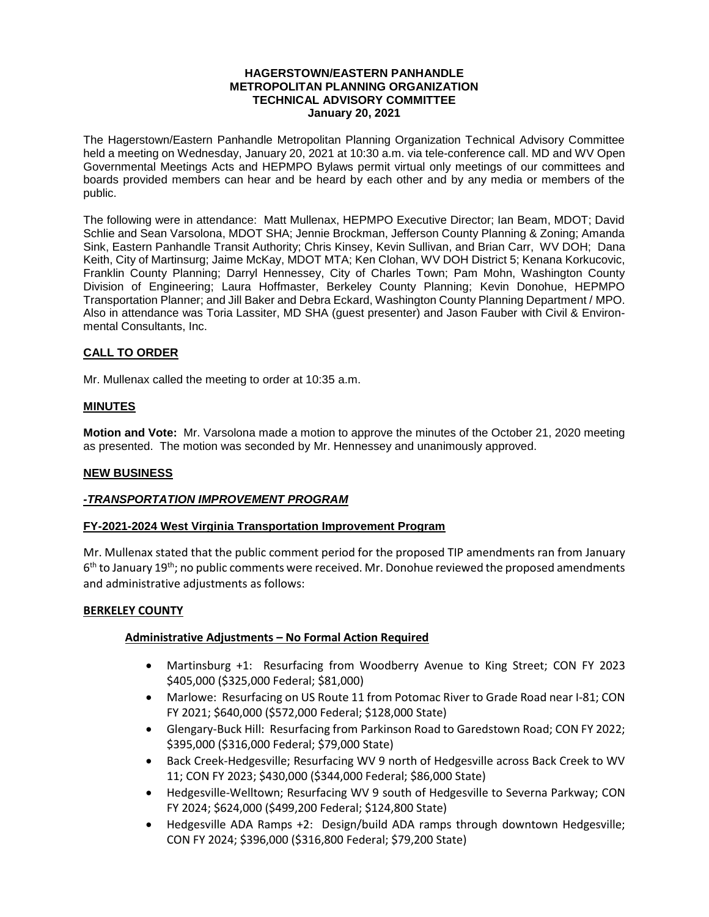# HAGERSTOWN/EASTERN PANHANDLE METROPOLITAN PLANNING ORGANIZATION TECHNICAL ADVISORY COMMITTEE

**January 20, 2021**

The Hagerstown/Eastern Panhandle Metropolitan Planning Organization Technical Advisory Committee held a meeting on Wednesday, January 20, 2021 at 10:30 a.m. via tele-conference call. MD and WV Open Governmental Meetings Acts and HEPMPO Bylaws permit virtual only meetings of our committees and boards provided members can hear and be heard by each other and by any media or members of the public.

The following were in attendance: Matt Mullenax, HEPMPO Executive Director; Ian Beam, MDOT; David Schlie and Sean Varsolona, MDOT SHA; Jennie Brockman, Jefferson County Planning & Zoning; Amanda Sink, Eastern Panhandle Transit Authority; Chris Kinsey, Kevin Sullivan, and Brian Carr, WV DOH; Dana Keith, City of Martinsurg; Jaime McKay, MDOT MTA; Ken Clohan, WV DOH District 5; Kenana Korkucovic, Franklin County Planning; Darryl Hennessey, City of Charles Town; Pam Mohn, Washington County Division of Engineering; Laura Hoffmaster, Berkeley County Planning; Kevin Donohue, HEPMPO Transportation Planner; and Jill Baker and Debra Eckard, Washington County Planning Department / MPO. Also in attendance was Toria Lassiter, MD SHA (guest presenter) and Jason Fauber with Civil & Environmental Consultants, Inc.

## CALL TO ORDER

Mr. Mullenax called the meeting to order at 10:35 a.m.

## MINUTES

**Motion and Vote:** Mr. Varsolona made a motion to approve the minutes of the October 21, 2020 meeting as presented. The motion was seconded by Mr. Hennessey and unanimously approved.

## NEW BUSINESS

### *-TRANSPORTATION IMPROVEMENT PROGRAM*

### FY-2021-2024 West Virginia Transportation Improvement Program

Mr. Mullenax stated that the public comment period for the proposed TIP amendments ran from January 6th to January 19th; no public comments were received. Mr. Donohue reviewed the proposed amendments and administrative adjustments as follows:

#### BERKELEY COUNTY

**Administrative Adjustments – No Formal Action Required**

- Martinsburg +1: Resurfacing from Woodberry Avenue to King Street; CON FY 2023 $405,000 ($325,000 Federal; $81,000)
- Marlowe: Resurfacing on US Route 11 from Potomac River to Grade Road near I-81; CON FY 2021; $640,000 ($572,000 Federal; $128,000 State)
- Glengary-Buck Hill: Resurfacing from Parkinson Road to Garedstown Road; CON FY 2022; $395,000 ($316,000 Federal; $79,000 State)
- Back Creek-Hedgesville; Resurfacing WV 9 north of Hedgesville across Back Creek to WV 11; CON FY 2023; $430,000 ($344,000 Federal; $86,000 State)
- Hedgesville-Welltown; Resurfacing WV 9 south of Hedgesville to Severna Parkway; CON FY 2024; $624,000 ($499,200 Federal; $124,800 State)
- Hedgesville ADA Ramps +2: Design/build ADA ramps through downtown Hedgesville; CON FY 2024; $396,000 ($316,800 Federal; $79,200 State)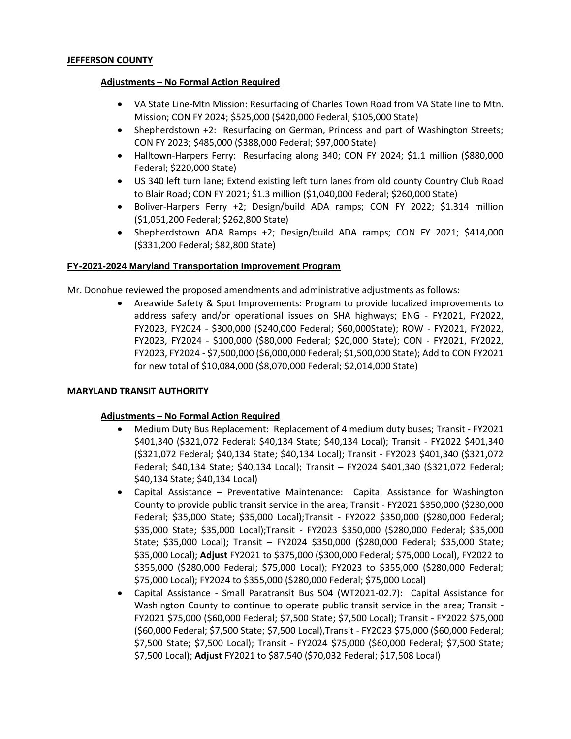**JEFFERSON COUNTY**

**Adjustments – No Formal Action Required**

- VA State Line-Mtn Mission: Resurfacing of Charles Town Road from VA State line to Mtn. Mission; CON FY 2024; $525,000 ($420,000 Federal; $105,000 State)
- Shepherdstown +2: Resurfacing on German, Princess and part of Washington Streets; CON FY 2023; $485,000 ($388,000 Federal; $97,000 State)
- Halltown-Harpers Ferry: Resurfacing along 340; CON FY 2024; $1.1 million ($880,000 Federal; $220,000 State)
- US 340 left turn lane; Extend existing left turn lanes from old county Country Club Road to Blair Road; CON FY 2021; $1.3 million ($1,040,000 Federal; $260,000 State)
- Boliver-Harpers Ferry +2; Design/build ADA ramps; CON FY 2022; $1.314 million ($1,051,200 Federal; $262,800 State)
- Shepherdstown ADA Ramps +2; Design/build ADA ramps; CON FY 2021; $414,000 ($331,200 Federal; $82,800 State)

**FY-2021-2024 Maryland Transportation Improvement Program**

Mr. Donohue reviewed the proposed amendments and administrative adjustments as follows:

- Areawide Safety & Spot Improvements: Program to provide localized improvements to address safety and/or operational issues on SHA highways; ENG - FY2021, FY2022, FY2023, FY2024 - $300,000 ($240,000 Federal; $60,000State); ROW - FY2021, FY2022, FY2023, FY2024 - $100,000 ($80,000 Federal; $20,000 State); CON - FY2021, FY2022, FY2023, FY2024 - $7,500,000 ($6,000,000 Federal; $1,500,000 State); Add to CON FY2021 for new total of $10,084,000 ($8,070,000 Federal; $2,014,000 State)

**MARYLAND TRANSIT AUTHORITY**

**Adjustments – No Formal Action Required**

- Medium Duty Bus Replacement: Replacement of 4 medium duty buses; Transit - FY2021 $401,340 ($321,072 Federal; $40,134 State; $40,134 Local); Transit - FY2022 $401,340 ($321,072 Federal; $40,134 State; $40,134 Local); Transit - FY2023 $401,340 ($321,072 Federal; $40,134 State; $40,134 Local); Transit – FY2024 $401,340 ($321,072 Federal; $40,134 State; $40,134 Local)
- Capital Assistance – Preventative Maintenance: Capital Assistance for Washington County to provide public transit service in the area; Transit - FY2021 $350,000 ($280,000 Federal; $35,000 State; $35,000 Local);Transit - FY2022 $350,000 ($280,000 Federal; $35,000 State; $35,000 Local);Transit - FY2023 $350,000 ($280,000 Federal; $35,000 State; $35,000 Local); Transit – FY2024 $350,000 ($280,000 Federal; $35,000 State; $35,000 Local); **Adjust** FY2021 to $375,000 ($300,000 Federal; $75,000 Local), FY2022 to $355,000 ($280,000 Federal; $75,000 Local); FY2023 to $355,000 ($280,000 Federal; $75,000 Local); FY2024 to $355,000 ($280,000 Federal; $75,000 Local)
- Capital Assistance - Small Paratransit Bus 504 (WT2021-02.7): Capital Assistance for Washington County to continue to operate public transit service in the area; Transit - FY2021 $75,000 ($60,000 Federal; $7,500 State; $7,500 Local); Transit - FY2022 $75,000 ($60,000 Federal; $7,500 State; $7,500 Local),Transit - FY2023 $75,000 ($60,000 Federal; $7,500 State; $7,500 Local); Transit - FY2024 $75,000 ($60,000 Federal; $7,500 State; $7,500 Local); **Adjust** FY2021 to $87,540 ($70,032 Federal; $17,508 Local)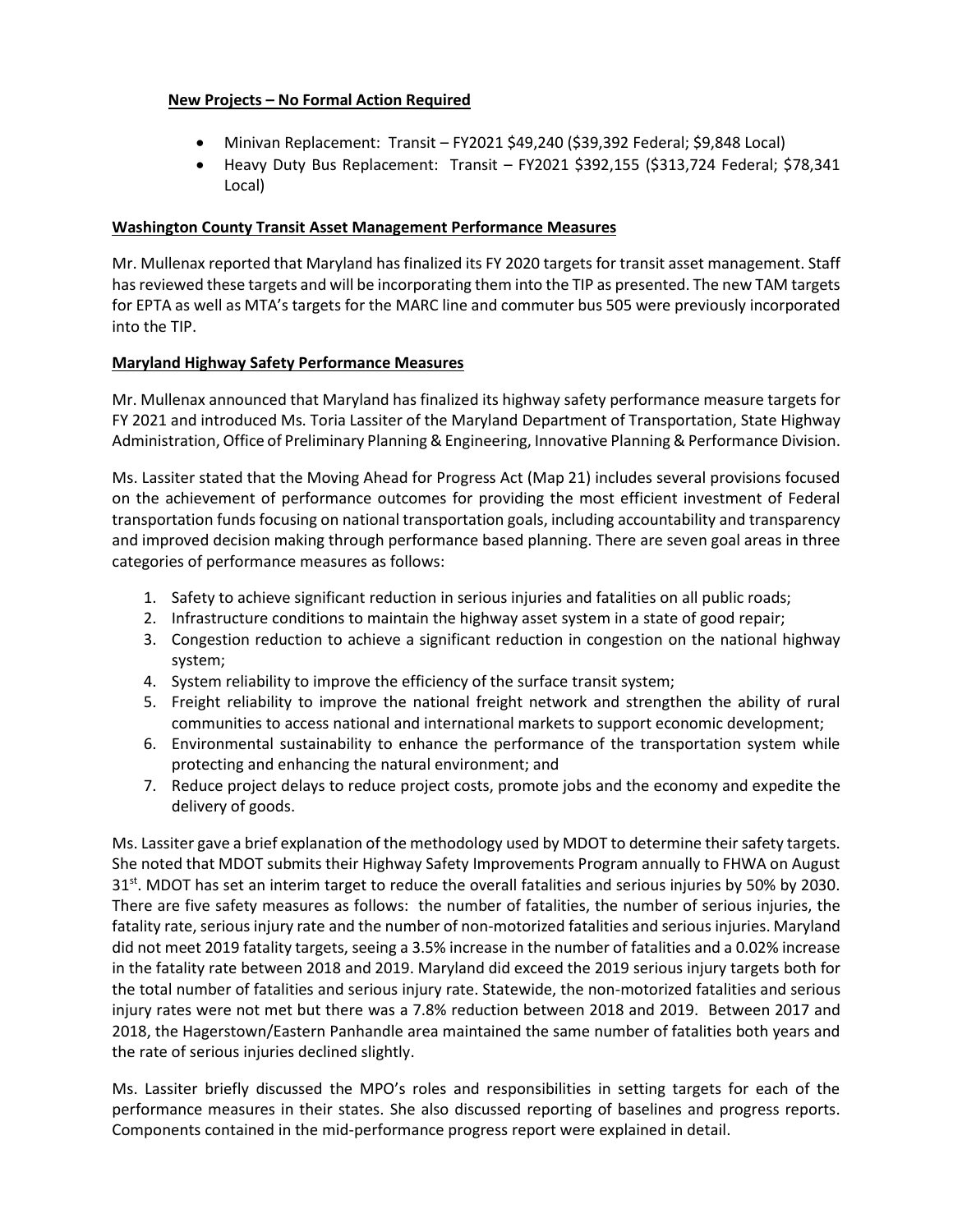**New Projects – No Formal Action Required**

- Minivan Replacement: Transit – FY2021 $49,240 ($39,392 Federal; $9,848 Local)
- Heavy Duty Bus Replacement: Transit – FY2021 $392,155 ($313,724 Federal; $78,341 Local)

**Washington County Transit Asset Management Performance Measures**

Mr. Mullenax reported that Maryland has finalized its FY 2020 targets for transit asset management. Staff has reviewed these targets and will be incorporating them into the TIP as presented. The new TAM targets for EPTA as well as MTA's targets for the MARC line and commuter bus 505 were previously incorporated into the TIP.

**Maryland Highway Safety Performance Measures**

Mr. Mullenax announced that Maryland has finalized its highway safety performance measure targets for FY 2021 and introduced Ms. Toria Lassiter of the Maryland Department of Transportation, State Highway Administration, Office of Preliminary Planning & Engineering, Innovative Planning & Performance Division.

Ms. Lassiter stated that the Moving Ahead for Progress Act (Map 21) includes several provisions focused on the achievement of performance outcomes for providing the most efficient investment of Federal transportation funds focusing on national transportation goals, including accountability and transparency and improved decision making through performance based planning. There are seven goal areas in three categories of performance measures as follows:

1. Safety to achieve significant reduction in serious injuries and fatalities on all public roads;
2. Infrastructure conditions to maintain the highway asset system in a state of good repair;
3. Congestion reduction to achieve a significant reduction in congestion on the national highway system;
4. System reliability to improve the efficiency of the surface transit system;
5. Freight reliability to improve the national freight network and strengthen the ability of rural communities to access national and international markets to support economic development;
6. Environmental sustainability to enhance the performance of the transportation system while protecting and enhancing the natural environment; and
7. Reduce project delays to reduce project costs, promote jobs and the economy and expedite the delivery of goods.

Ms. Lassiter gave a brief explanation of the methodology used by MDOT to determine their safety targets. She noted that MDOT submits their Highway Safety Improvements Program annually to FHWA on August 31st. MDOT has set an interim target to reduce the overall fatalities and serious injuries by 50% by 2030. There are five safety measures as follows: the number of fatalities, the number of serious injuries, the fatality rate, serious injury rate and the number of non-motorized fatalities and serious injuries. Maryland did not meet 2019 fatality targets, seeing a 3.5% increase in the number of fatalities and a 0.02% increase in the fatality rate between 2018 and 2019. Maryland did exceed the 2019 serious injury targets both for the total number of fatalities and serious injury rate. Statewide, the non-motorized fatalities and serious injury rates were not met but there was a 7.8% reduction between 2018 and 2019. Between 2017 and 2018, the Hagerstown/Eastern Panhandle area maintained the same number of fatalities both years and the rate of serious injuries declined slightly.

Ms. Lassiter briefly discussed the MPO's roles and responsibilities in setting targets for each of the performance measures in their states. She also discussed reporting of baselines and progress reports. Components contained in the mid-performance progress report were explained in detail.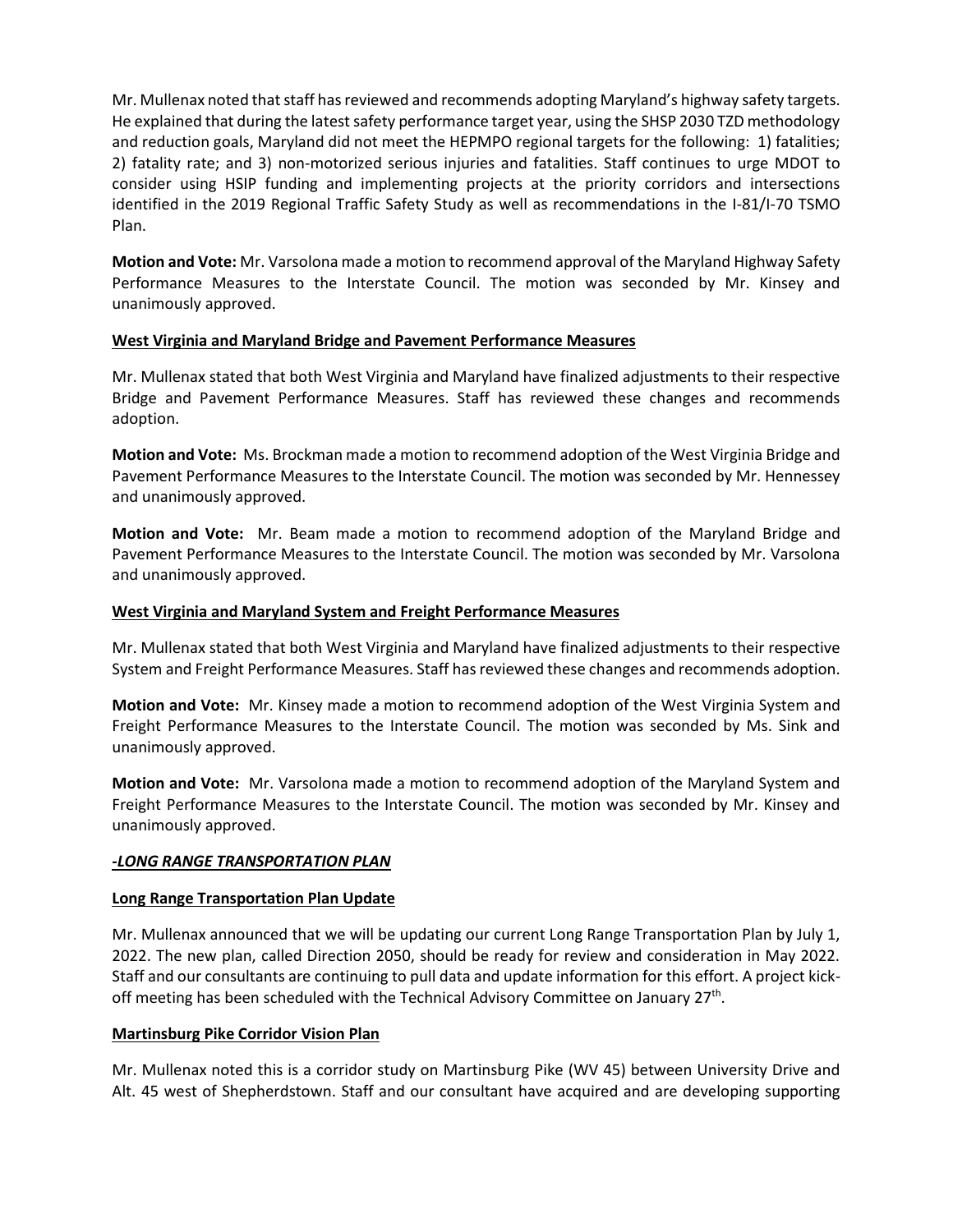Mr. Mullenax noted that staff has reviewed and recommends adopting Maryland's highway safety targets. He explained that during the latest safety performance target year, using the SHSP 2030 TZD methodology and reduction goals, Maryland did not meet the HEPMPO regional targets for the following: 1) fatalities; 2) fatality rate; and 3) non-motorized serious injuries and fatalities. Staff continues to urge MDOT to consider using HSIP funding and implementing projects at the priority corridors and intersections identified in the 2019 Regional Traffic Safety Study as well as recommendations in the I-81/I-70 TSMO Plan.

**Motion and Vote:** Mr. Varsolona made a motion to recommend approval of the Maryland Highway Safety Performance Measures to the Interstate Council. The motion was seconded by Mr. Kinsey and unanimously approved.

**West Virginia and Maryland Bridge and Pavement Performance Measures**

Mr. Mullenax stated that both West Virginia and Maryland have finalized adjustments to their respective Bridge and Pavement Performance Measures. Staff has reviewed these changes and recommends adoption.

**Motion and Vote:** Ms. Brockman made a motion to recommend adoption of the West Virginia Bridge and Pavement Performance Measures to the Interstate Council. The motion was seconded by Mr. Hennessey and unanimously approved.

**Motion and Vote:** Mr. Beam made a motion to recommend adoption of the Maryland Bridge and Pavement Performance Measures to the Interstate Council. The motion was seconded by Mr. Varsolona and unanimously approved.

**West Virginia and Maryland System and Freight Performance Measures**

Mr. Mullenax stated that both West Virginia and Maryland have finalized adjustments to their respective System and Freight Performance Measures. Staff has reviewed these changes and recommends adoption.

**Motion and Vote:** Mr. Kinsey made a motion to recommend adoption of the West Virginia System and Freight Performance Measures to the Interstate Council. The motion was seconded by Ms. Sink and unanimously approved.

**Motion and Vote:** Mr. Varsolona made a motion to recommend adoption of the Maryland System and Freight Performance Measures to the Interstate Council. The motion was seconded by Mr. Kinsey and unanimously approved.

***-LONG RANGE TRANSPORTATION PLAN***

**Long Range Transportation Plan Update**

Mr. Mullenax announced that we will be updating our current Long Range Transportation Plan by July 1, 2022. The new plan, called Direction 2050, should be ready for review and consideration in May 2022. Staff and our consultants are continuing to pull data and update information for this effort. A project kick-off meeting has been scheduled with the Technical Advisory Committee on January 27th.

**Martinsburg Pike Corridor Vision Plan**

Mr. Mullenax noted this is a corridor study on Martinsburg Pike (WV 45) between University Drive and Alt. 45 west of Shepherdstown. Staff and our consultant have acquired and are developing supporting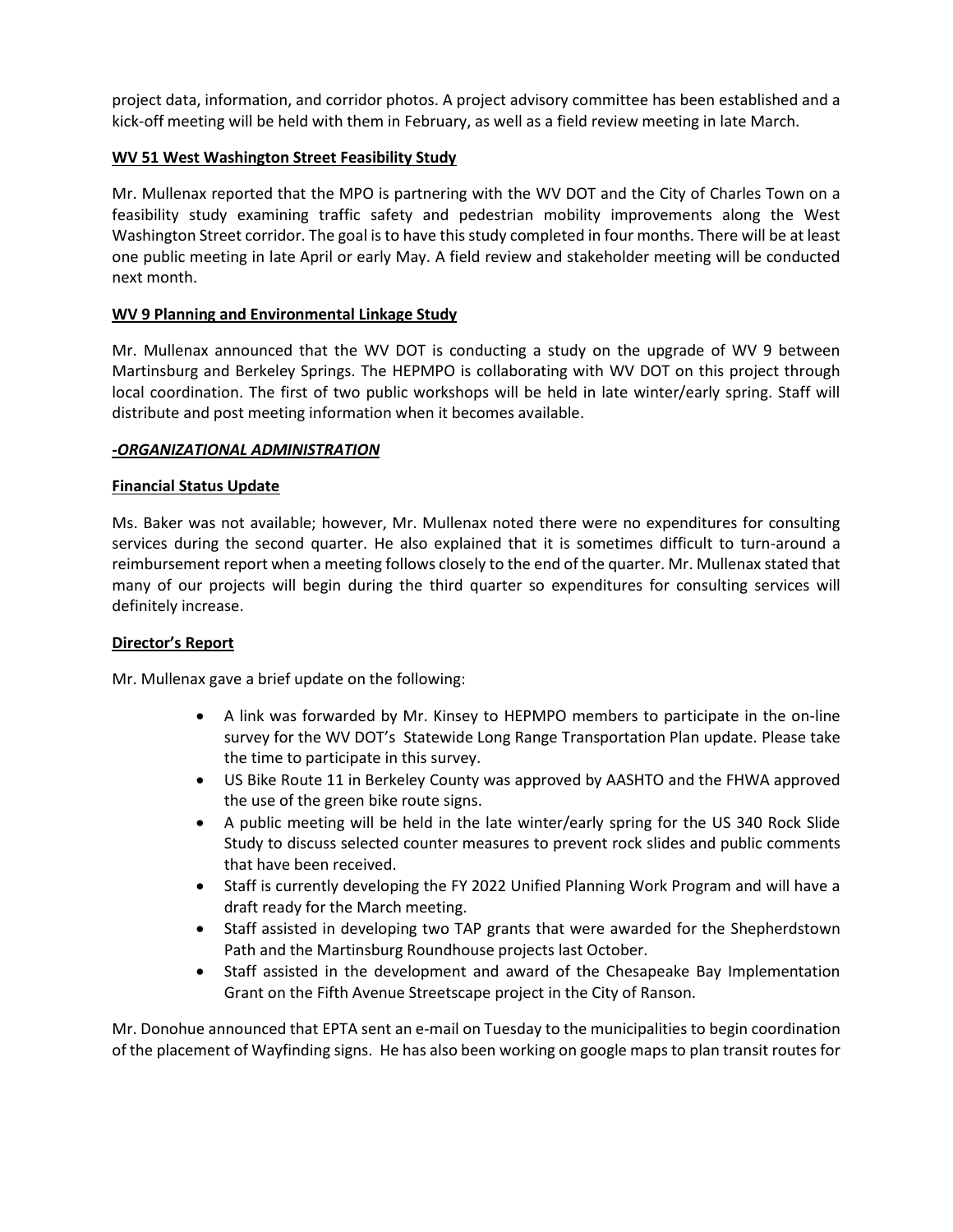project data, information, and corridor photos. A project advisory committee has been established and a kick-off meeting will be held with them in February, as well as a field review meeting in late March.

**WV 51 West Washington Street Feasibility Study**

Mr. Mullenax reported that the MPO is partnering with the WV DOT and the City of Charles Town on a feasibility study examining traffic safety and pedestrian mobility improvements along the West Washington Street corridor. The goal is to have this study completed in four months. There will be at least one public meeting in late April or early May. A field review and stakeholder meeting will be conducted next month.

**WV 9 Planning and Environmental Linkage Study**

Mr. Mullenax announced that the WV DOT is conducting a study on the upgrade of WV 9 between Martinsburg and Berkeley Springs. The HEPMPO is collaborating with WV DOT on this project through local coordination. The first of two public workshops will be held in late winter/early spring. Staff will distribute and post meeting information when it becomes available.

***-ORGANIZATIONAL ADMINISTRATION***

**Financial Status Update**

Ms. Baker was not available; however, Mr. Mullenax noted there were no expenditures for consulting services during the second quarter. He also explained that it is sometimes difficult to turn-around a reimbursement report when a meeting follows closely to the end of the quarter. Mr. Mullenax stated that many of our projects will begin during the third quarter so expenditures for consulting services will definitely increase.

**Director's Report**

Mr. Mullenax gave a brief update on the following:

- A link was forwarded by Mr. Kinsey to HEPMPO members to participate in the on-line survey for the WV DOT's Statewide Long Range Transportation Plan update. Please take the time to participate in this survey.
- US Bike Route 11 in Berkeley County was approved by AASHTO and the FHWA approved the use of the green bike route signs.
- A public meeting will be held in the late winter/early spring for the US 340 Rock Slide Study to discuss selected counter measures to prevent rock slides and public comments that have been received.
- Staff is currently developing the FY 2022 Unified Planning Work Program and will have a draft ready for the March meeting.
- Staff assisted in developing two TAP grants that were awarded for the Shepherdstown Path and the Martinsburg Roundhouse projects last October.
- Staff assisted in the development and award of the Chesapeake Bay Implementation Grant on the Fifth Avenue Streetscape project in the City of Ranson.

Mr. Donohue announced that EPTA sent an e-mail on Tuesday to the municipalities to begin coordination of the placement of Wayfinding signs. He has also been working on google maps to plan transit routes for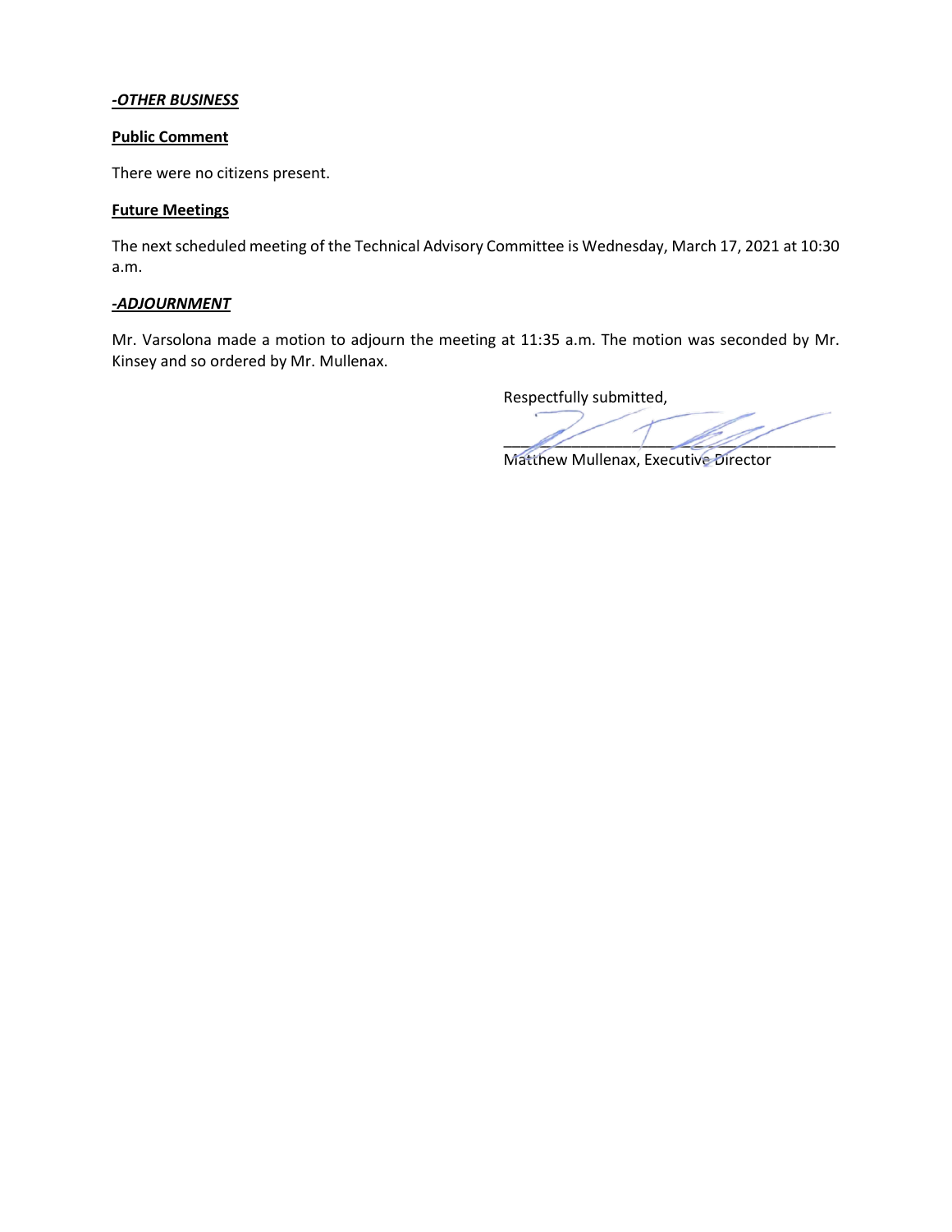***-OTHER BUSINESS***

**Public Comment**

There were no citizens present.

**Future Meetings**

The next scheduled meeting of the Technical Advisory Committee is Wednesday, March 17, 2021 at 10:30 a.m.

***-ADJOURNMENT***

Mr. Varsolona made a motion to adjourn the meeting at 11:35 a.m. The motion was seconded by Mr. Kinsey and so ordered by Mr. Mullenax.

Respectfully submitted,

\_\_\_\_\_\_\_\_\_\_\_\_\_\_\_\_\_\_\_\_\_\_\_\_\_\_\_\_\_\_\_\_\_\_

Matthew Mullenax, Executive Director